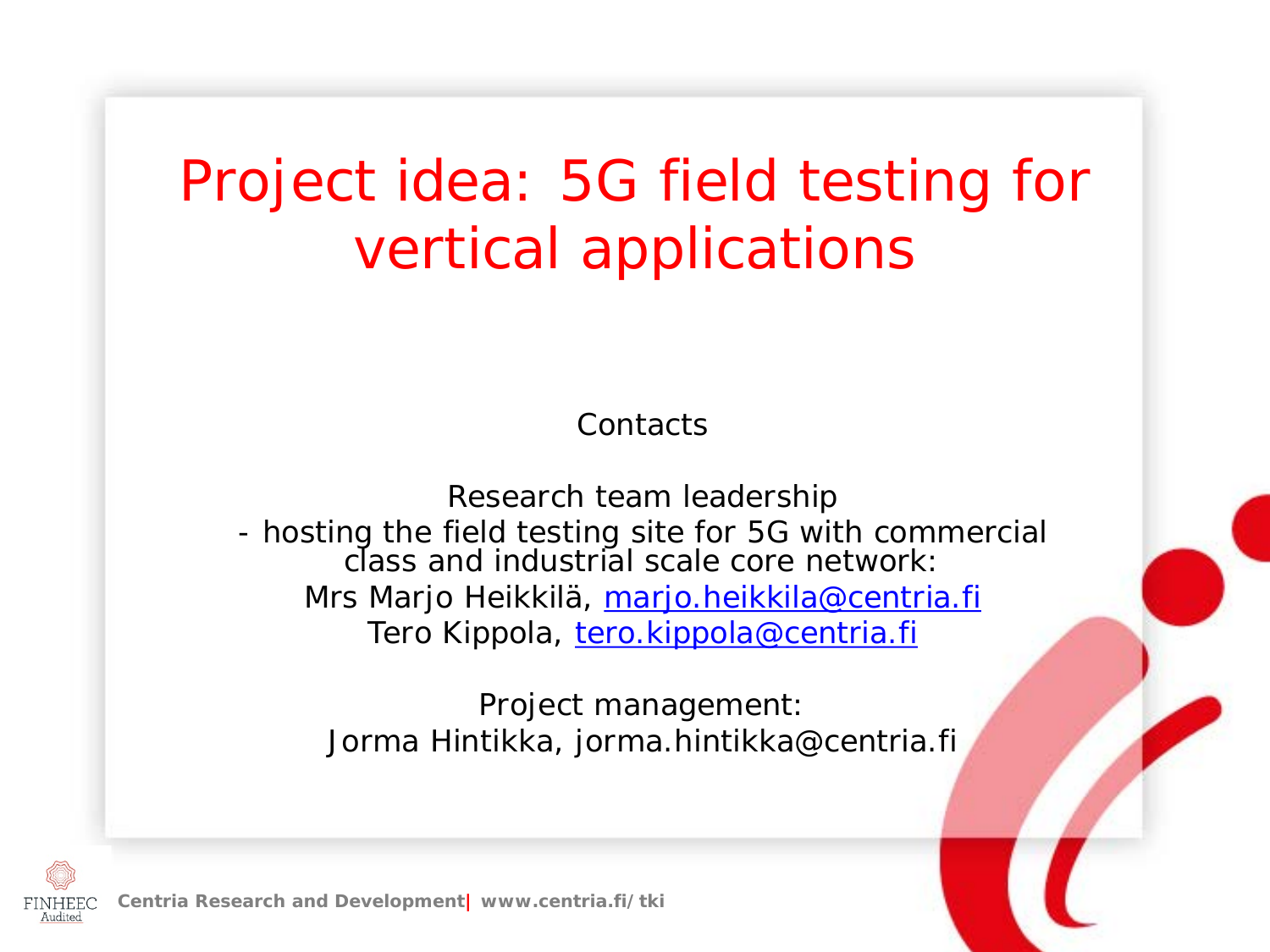# Project idea: 5G field testing for vertical applications

Contacts

Research team leadership
- hosting the field testing site for 5G with commercial class and industrial scale core network:

Mrs Marjo Heikkilä, marjo.heikkila@centria.fi
Tero Kippola, tero.kippola@centria.fi

Project management:
Jorma Hintikka, jorma.hintikka@centria.fi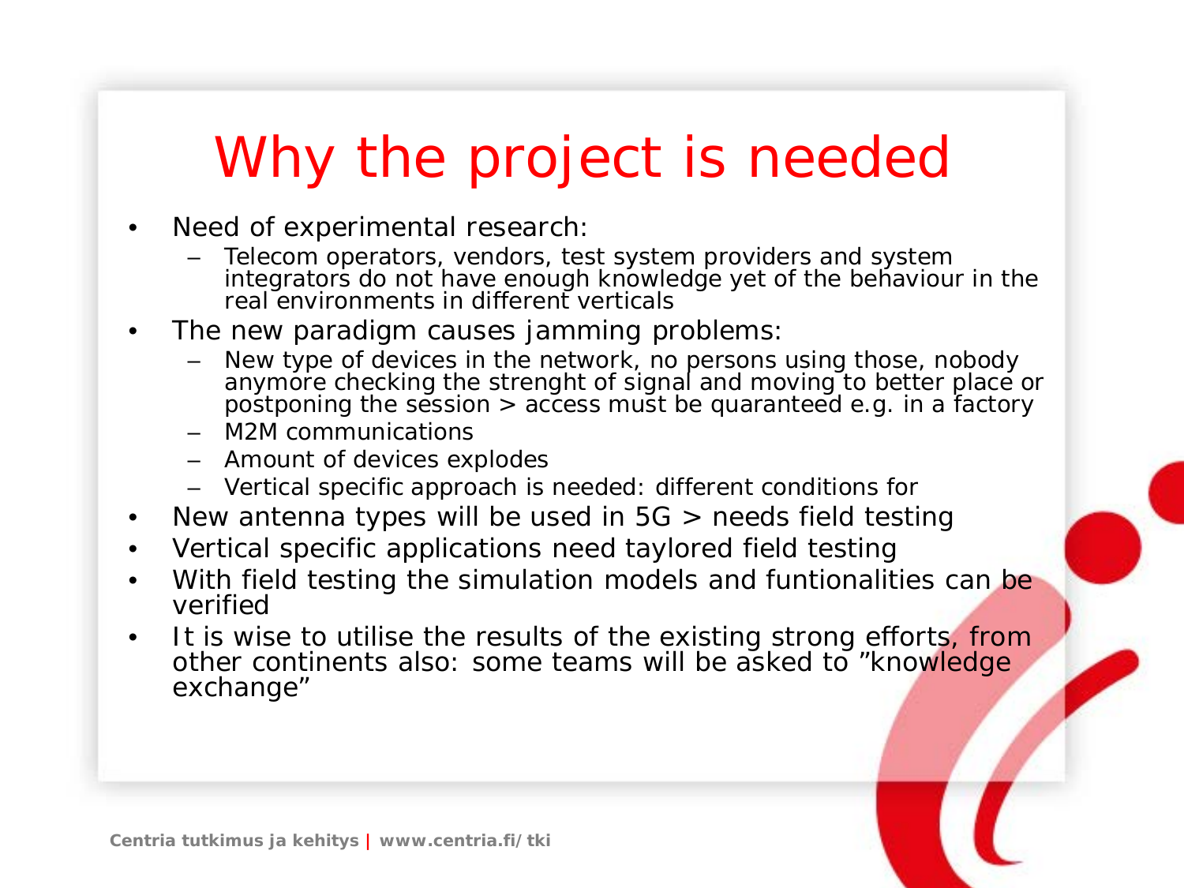# Why the project is needed

- Need of experimental research:
  - Telecom operators, vendors, test system providers and system integrators do not have enough knowledge yet of the behaviour in the real environments in different verticals
- The new paradigm causes jamming problems:
  - New type of devices in the network, no persons using those, nobody anymore checking the strenght of signal and moving to better place or postponing the session > access must be quaranteed e.g. in a factory
  - M2M communications
  - Amount of devices explodes
  - Vertical specific approach is needed: different conditions for
- New antenna types will be used in 5G > needs field testing
- Vertical specific applications need taylored field testing
- With field testing the simulation models and funtionalities can be verified
- It is wise to utilise the results of the existing strong efforts, from other continents also: some teams will be asked to ”knowledge exchange”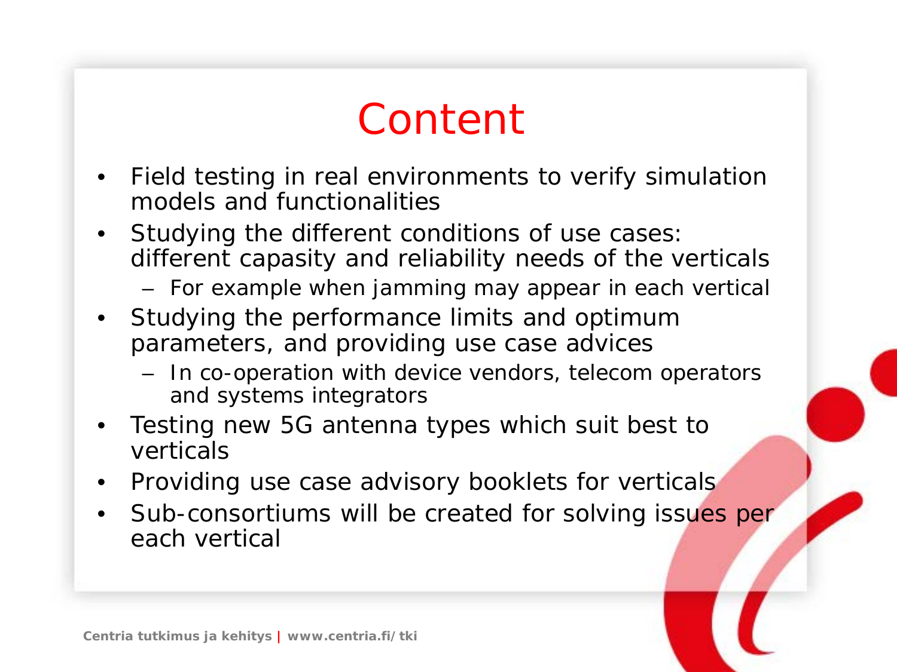# Content

- Field testing in real environments to verify simulation models and functionalities
- Studying the different conditions of use cases: different capasity and reliability needs of the verticals
  - For example when jamming may appear in each vertical
- Studying the performance limits and optimum parameters, and providing use case advices
  - In co-operation with device vendors, telecom operators and systems integrators
- Testing new 5G antenna types which suit best to verticals
- Providing use case advisory booklets for verticals
- Sub-consortiums will be created for solving issues per each vertical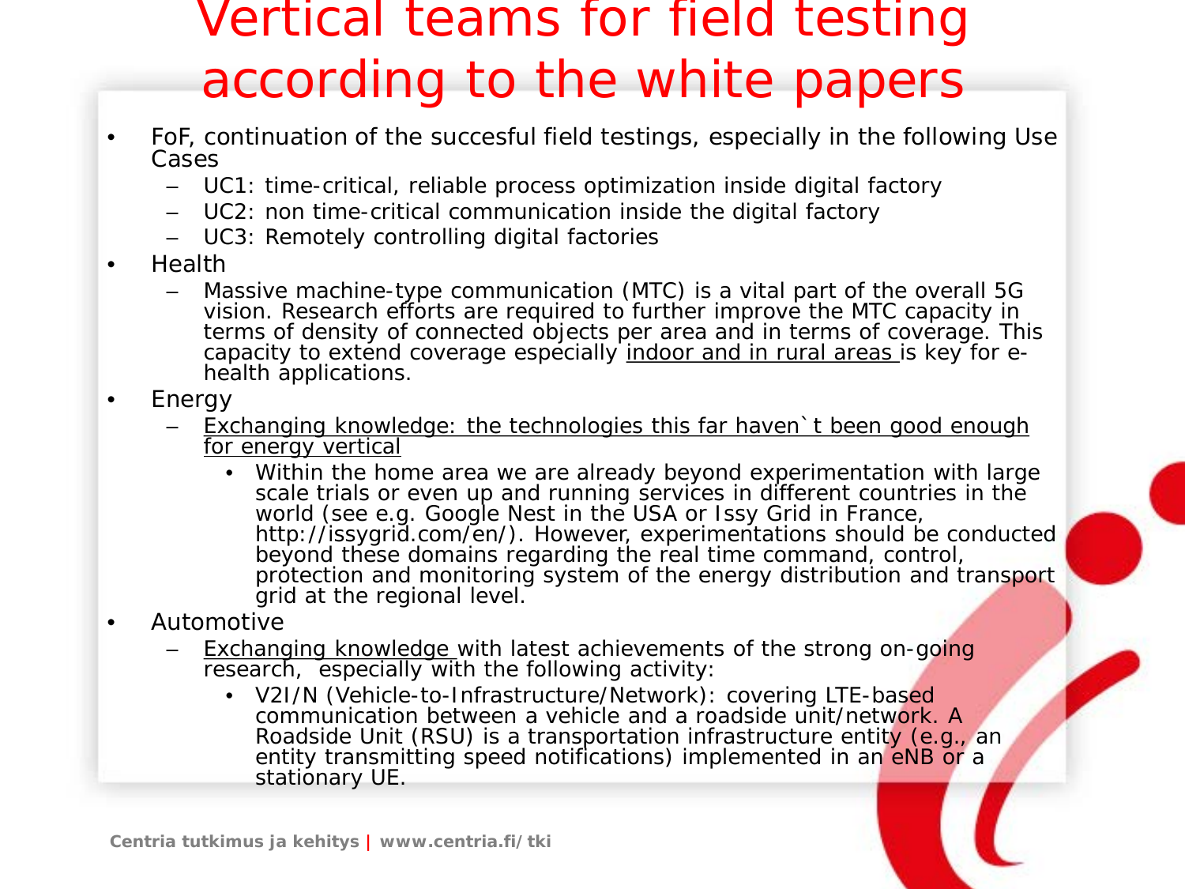# Vertical teams for field testing according to the white papers

- FoF, continuation of the succesful field testings, especially in the following Use Cases
  - UC1: time-critical, reliable process optimization inside digital factory
  - UC2: non time-critical communication inside the digital factory
  - UC3: Remotely controlling digital factories
- Health
  - Massive machine-type communication (MTC) is a vital part of the overall 5G vision. Research efforts are required to further improve the MTC capacity in terms of density of connected objects per area and in terms of coverage. This capacity to extend coverage especially <u>indoor and in rural areas</u> is key for e-health applications.
- Energy
  - <u>Exchanging knowledge: the technologies this far haven`t been good enough for energy vertical</u>
    - Within the home area we are already beyond experimentation with large scale trials or even up and running services in different countries in the world (see e.g. Google Nest in the USA or Issy Grid in France, http://issygrid.com/en/). However, experimentations should be conducted beyond these domains regarding the real time command, control, protection and monitoring system of the energy distribution and transport grid at the regional level.
- Automotive
  - <u>Exchanging knowledge</u> with latest achievements of the strong on-going research, especially with the following activity:
    - V2I/N (Vehicle-to-Infrastructure/Network): covering LTE-based communication between a vehicle and a roadside unit/network. A Roadside Unit (RSU) is a transportation infrastructure entity (e.g., an entity transmitting speed notifications) implemented in an eNB or a stationary UE.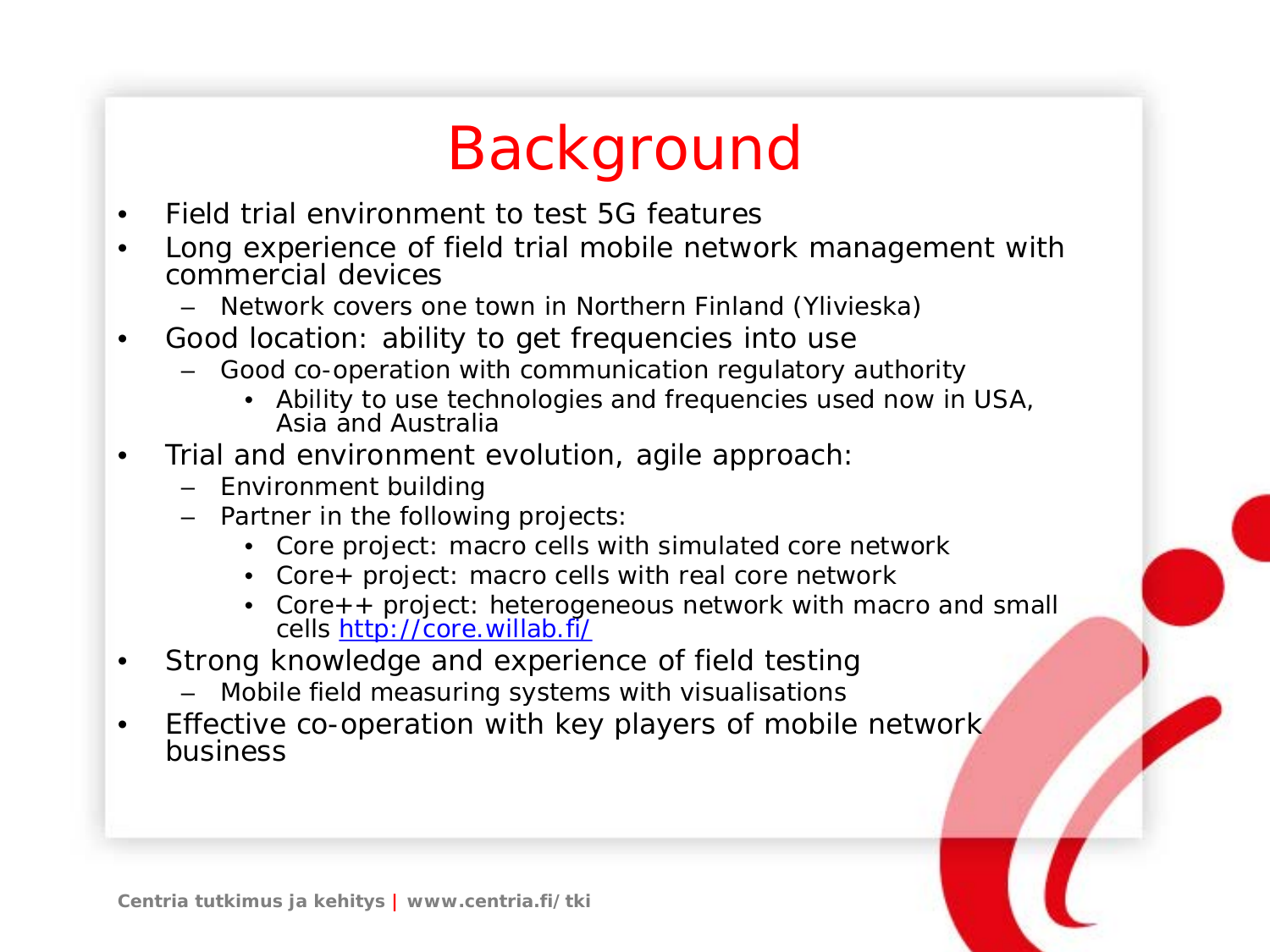# Background

- Field trial environment to test 5G features
- Long experience of field trial mobile network management with commercial devices
  - Network covers one town in Northern Finland (Ylivieska)
- Good location: ability to get frequencies into use
  - Good co-operation with communication regulatory authority
    - Ability to use technologies and frequencies used now in USA, Asia and Australia
- Trial and environment evolution, agile approach:
  - Environment building
  - Partner in the following projects:
    - Core project: macro cells with simulated core network
    - Core+ project: macro cells with real core network
    - Core++ project: heterogeneous network with macro and small cells [http://core.willab.fi/](http://core.willab.fi/)
- Strong knowledge and experience of field testing
  - Mobile field measuring systems with visualisations
- Effective co-operation with key players of mobile network business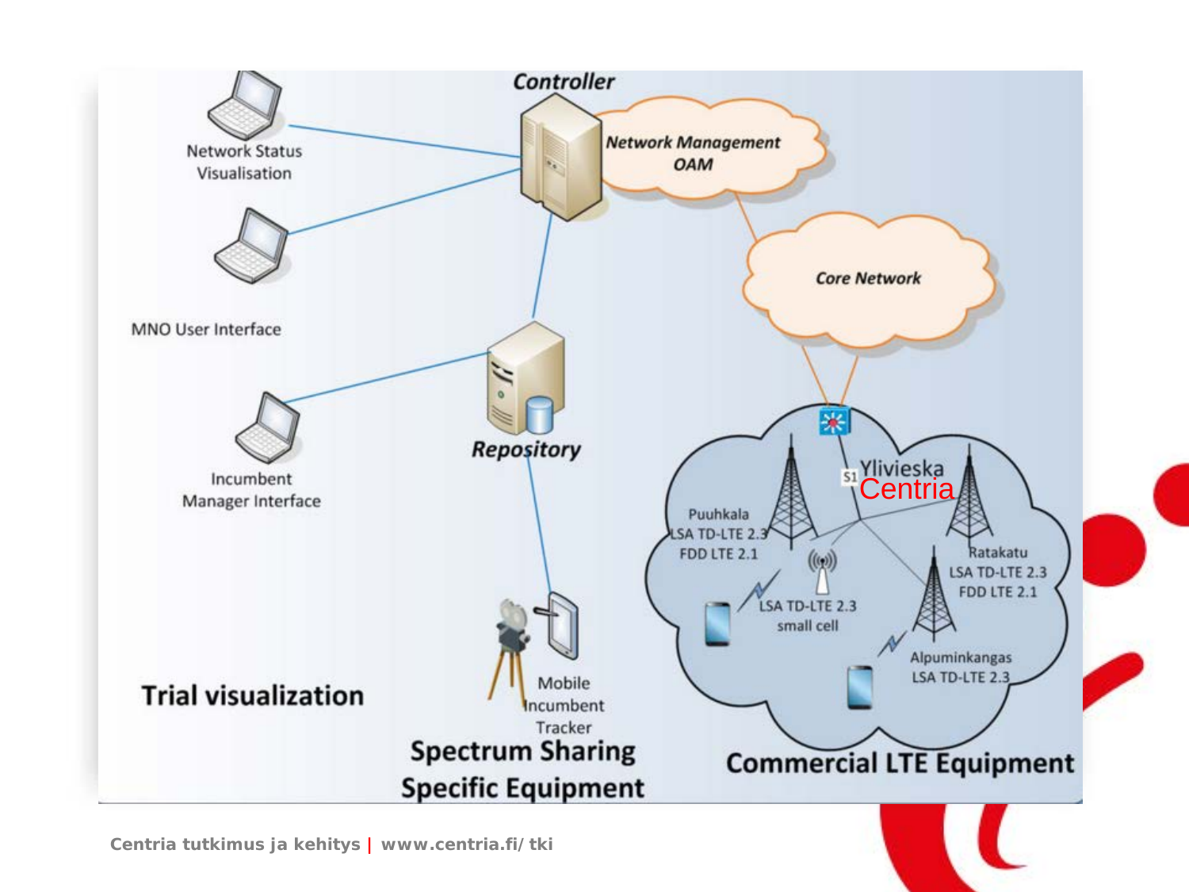**Controller**

**Network Management OAM**

Network Status Visualisation

MNO User Interface

**Core Network**

Incumbent Manager Interface

**Repository**

S1

Ylivieska

Centria

Puuhkala
LSA TD-LTE 2.3
FDD LTE 2.1

Ratakatu
LSA TD-LTE 2.3
FDD LTE 2.1

LSA TD-LTE 2.3
small cell

Alpuminkangas
LSA TD-LTE 2.3

Mobile Incumbent Tracker

**Trial visualization**

**Spectrum Sharing Specific Equipment**

**Commercial LTE Equipment**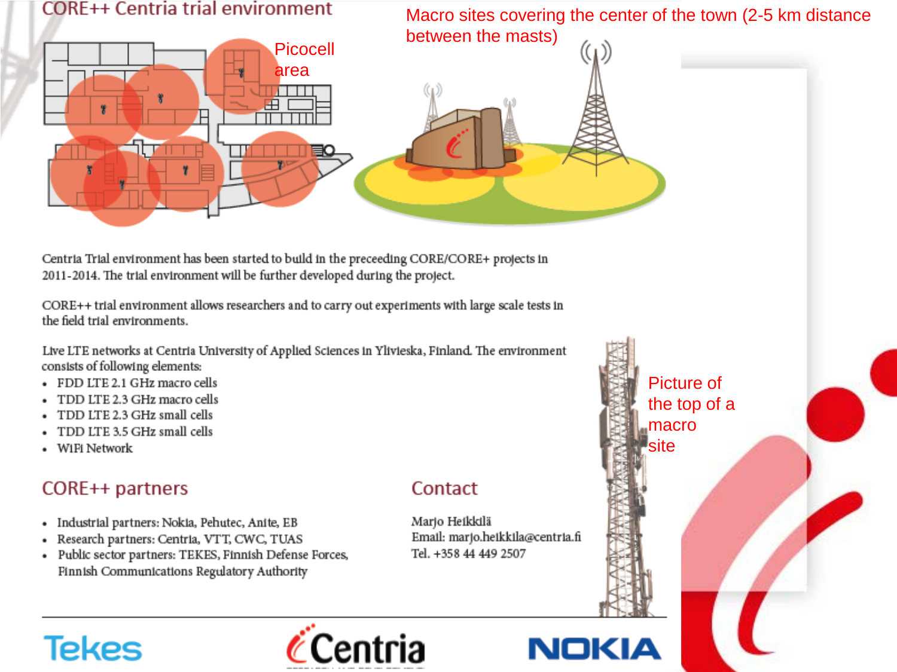## CORE++ Centria trial environment

Picocell area

Macro sites covering the center of the town (2-5 km distance between the masts)

Centria Trial environment has been started to build in the preceeding CORE/CORE+ projects in 2011-2014. The trial environment will be further developed during the project.

CORE++ trial environment allows researchers and to carry out experiments with large scale tests in the field trial environments.

Live LTE networks at Centria University of Applied Sciences in Ylivieska, Finland. The environment consists of following elements:

- FDD LTE 2.1 GHz macro cells
- TDD LTE 2.3 GHz macro cells
- TDD LTE 2.3 GHz small cells
- TDD LTE 3.5 GHz small cells
- WiFi Network

Picture of the top of a macro site

## CORE++ partners

- Industrial partners: Nokia, Pehutec, Anite, EB
- Research partners: Centria, VTT, CWC, TUAS
- Public sector partners: TEKES, Finnish Defense Forces, Finnish Communications Regulatory Authority

## Contact

Marjo Heikkilä
Email: marjo.heikkila@centria.fi
Tel. +358 44 449 2507

Tekes Centria NOKIA